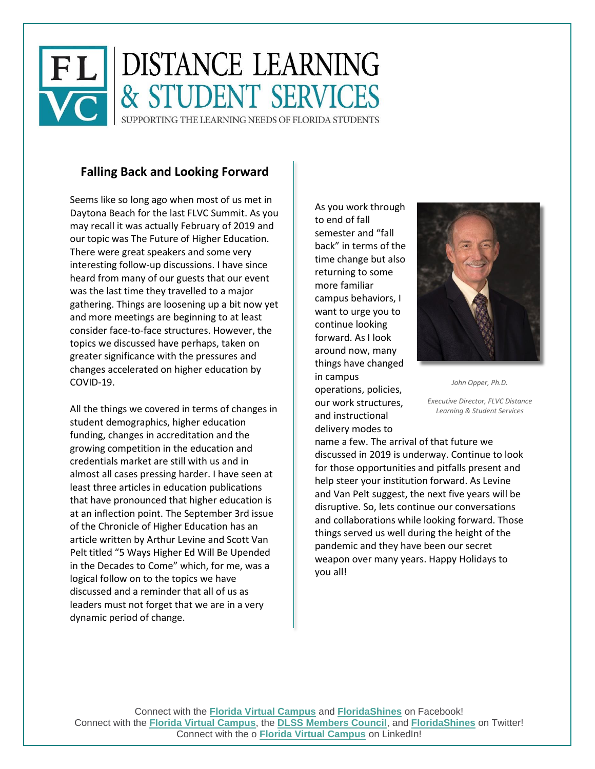# DISTANCE LEARNING & STUDENT SERVICES

SUPPORTING THE LEARNING NEEDS OF FLORIDA STUDENTS

## Falling Back and Looking Forward

Seems like so long ago when most of us met in Daytona Beach for the last FLVC Summit. As you may recall it was actually February of 2019 and our topic was The Future of Higher Education. There were great speakers and some very interesting follow-up discussions. I have since heard from many of our guests that our event was the last time they travelled to a major gathering. Things are loosening up a bit now yet and more meetings are beginning to at least consider face-to-face structures. However, the topics we discussed have perhaps, taken on greater significance with the pressures and changes accelerated on higher education by COVID-19.

All the things we covered in terms of changes in student demographics, higher education funding, changes in accreditation and the growing competition in the education and credentials market are still with us and in almost all cases pressing harder. I have seen at least three articles in education publications that have pronounced that higher education is at an inflection point. The September 3rd issue of the Chronicle of Higher Education has an article written by Arthur Levine and Scott Van Pelt titled "5 Ways Higher Ed Will Be Upended in the Decades to Come" which, for me, was a logical follow on to the topics we have discussed and a reminder that all of us as leaders must not forget that we are in a very dynamic period of change.

As you work through to end of fall semester and "fall back" in terms of the time change but also returning to some more familiar campus behaviors, I want to urge you to continue looking forward. As I look around now, many things have changed in campus operations, policies, our work structures, and instructional delivery modes to name a few. The arrival of that future we discussed in 2019 is underway. Continue to look for those opportunities and pitfalls present and help steer your institution forward. As Levine and Van Pelt suggest, the next five years will be disruptive. So, lets continue our conversations and collaborations while looking forward. Those things served us well during the height of the pandemic and they have been our secret weapon over many years. Happy Holidays to you all!

*John Opper, Ph.D.*

*Executive Director, FLVC Distance Learning & Student Services*

Connect with the **Florida Virtual Campus** and **FloridaShines** on Facebook!
Connect with the **Florida Virtual Campus**, the **DLSS Members Council**, and **FloridaShines** on Twitter!
Connect with the o **Florida Virtual Campus** on LinkedIn!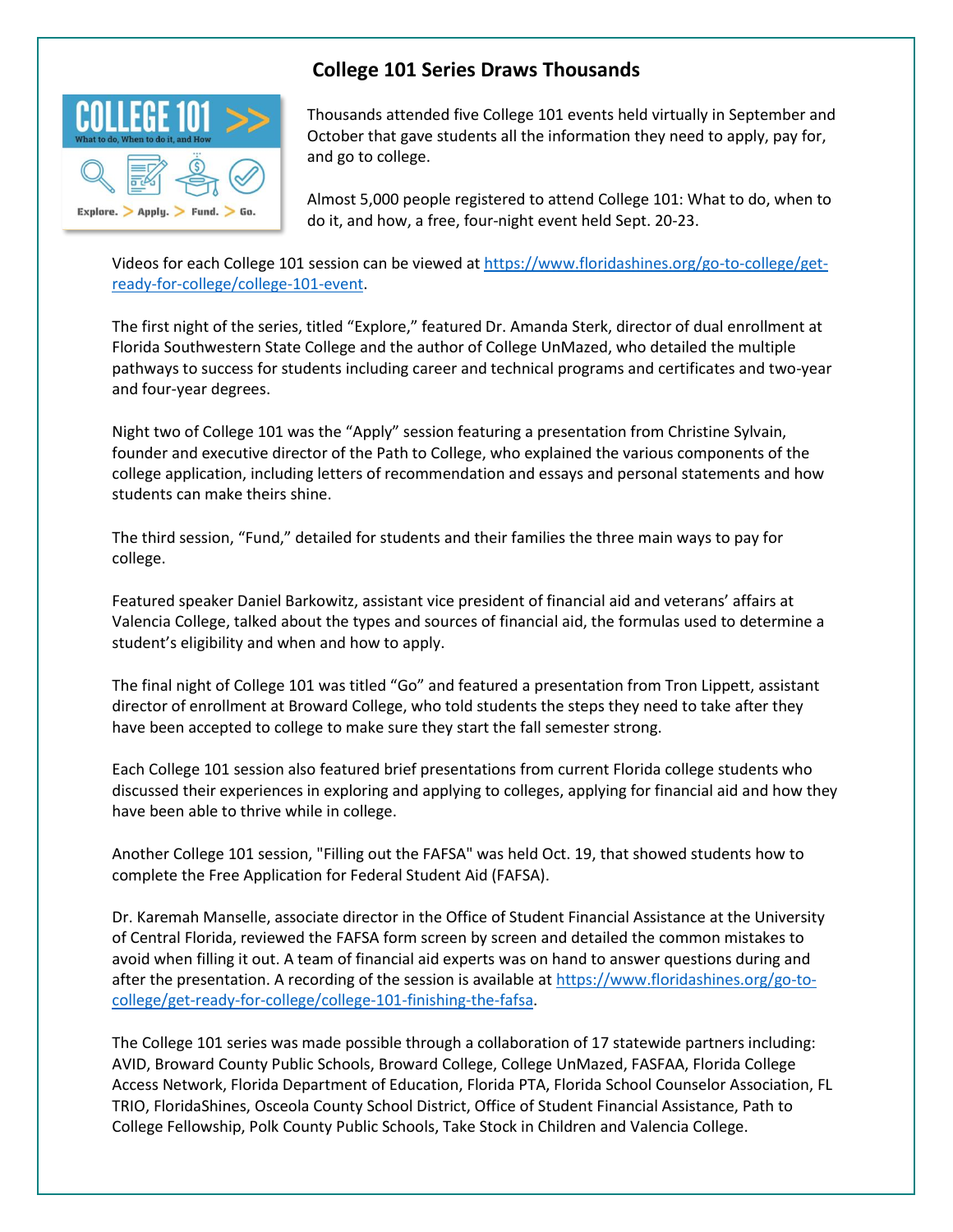# College 101 Series Draws Thousands

Thousands attended five College 101 events held virtually in September and October that gave students all the information they need to apply, pay for, and go to college.

Almost 5,000 people registered to attend College 101: What to do, when to do it, and how, a free, four-night event held Sept. 20-23.

Videos for each College 101 session can be viewed at https://www.floridashines.org/go-to-college/get-ready-for-college/college-101-event.

The first night of the series, titled "Explore," featured Dr. Amanda Sterk, director of dual enrollment at Florida Southwestern State College and the author of College UnMazed, who detailed the multiple pathways to success for students including career and technical programs and certificates and two-year and four-year degrees.

Night two of College 101 was the "Apply" session featuring a presentation from Christine Sylvain, founder and executive director of the Path to College, who explained the various components of the college application, including letters of recommendation and essays and personal statements and how students can make theirs shine.

The third session, "Fund," detailed for students and their families the three main ways to pay for college.

Featured speaker Daniel Barkowitz, assistant vice president of financial aid and veterans' affairs at Valencia College, talked about the types and sources of financial aid, the formulas used to determine a student's eligibility and when and how to apply.

The final night of College 101 was titled "Go" and featured a presentation from Tron Lippett, assistant director of enrollment at Broward College, who told students the steps they need to take after they have been accepted to college to make sure they start the fall semester strong.

Each College 101 session also featured brief presentations from current Florida college students who discussed their experiences in exploring and applying to colleges, applying for financial aid and how they have been able to thrive while in college.

Another College 101 session, "Filling out the FAFSA" was held Oct. 19, that showed students how to complete the Free Application for Federal Student Aid (FAFSA).

Dr. Karemah Manselle, associate director in the Office of Student Financial Assistance at the University of Central Florida, reviewed the FAFSA form screen by screen and detailed the common mistakes to avoid when filling it out. A team of financial aid experts was on hand to answer questions during and after the presentation. A recording of the session is available at https://www.floridashines.org/go-to-college/get-ready-for-college/college-101-finishing-the-fafsa.

The College 101 series was made possible through a collaboration of 17 statewide partners including: AVID, Broward County Public Schools, Broward College, College UnMazed, FASFAA, Florida College Access Network, Florida Department of Education, Florida PTA, Florida School Counselor Association, FL TRIO, FloridaShines, Osceola County School District, Office of Student Financial Assistance, Path to College Fellowship, Polk County Public Schools, Take Stock in Children and Valencia College.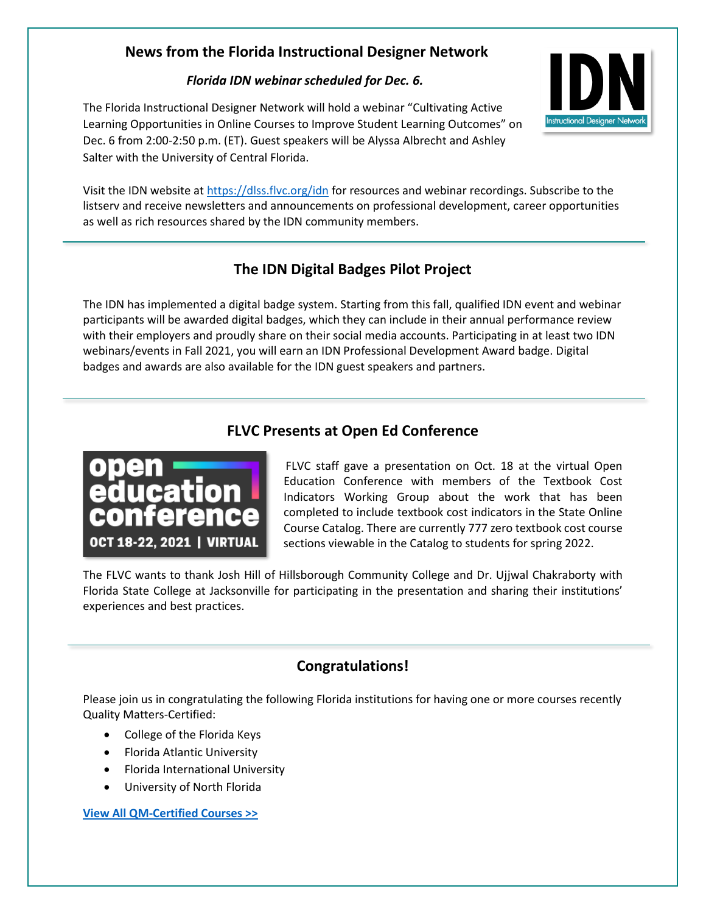## News from the Florida Instructional Designer Network

***Florida IDN webinar scheduled for Dec. 6.***

The Florida Instructional Designer Network will hold a webinar "Cultivating Active Learning Opportunities in Online Courses to Improve Student Learning Outcomes" on Dec. 6 from 2:00-2:50 p.m. (ET). Guest speakers will be Alyssa Albrecht and Ashley Salter with the University of Central Florida.

Visit the IDN website at https://dlss.flvc.org/idn for resources and webinar recordings. Subscribe to the listserv and receive newsletters and announcements on professional development, career opportunities as well as rich resources shared by the IDN community members.

---

## The IDN Digital Badges Pilot Project

The IDN has implemented a digital badge system. Starting from this fall, qualified IDN event and webinar participants will be awarded digital badges, which they can include in their annual performance review with their employers and proudly share on their social media accounts. Participating in at least two IDN webinars/events in Fall 2021, you will earn an IDN Professional Development Award badge. Digital badges and awards are also available for the IDN guest speakers and partners.

---

## FLVC Presents at Open Ed Conference

FLVC staff gave a presentation on Oct. 18 at the virtual Open Education Conference with members of the Textbook Cost Indicators Working Group about the work that has been completed to include textbook cost indicators in the State Online Course Catalog. There are currently 777 zero textbook cost course sections viewable in the Catalog to students for spring 2022.

The FLVC wants to thank Josh Hill of Hillsborough Community College and Dr. Ujjwal Chakraborty with Florida State College at Jacksonville for participating in the presentation and sharing their institutions' experiences and best practices.

---

## Congratulations!

Please join us in congratulating the following Florida institutions for having one or more courses recently Quality Matters-Certified:

- College of the Florida Keys
- Florida Atlantic University
- Florida International University
- University of North Florida

**View All QM-Certified Courses >>**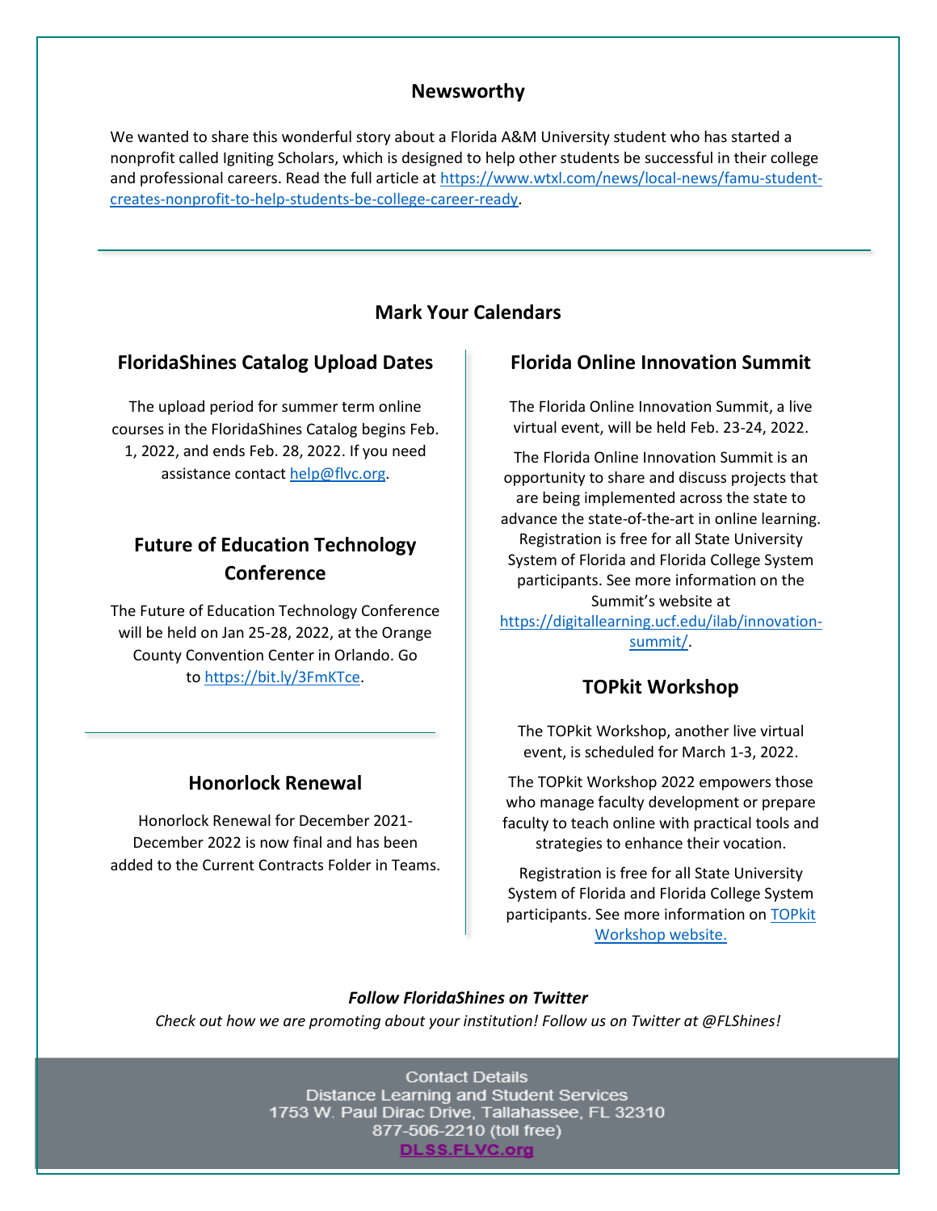## Newsworthy

We wanted to share this wonderful story about a Florida A&M University student who has started a nonprofit called Igniting Scholars, which is designed to help other students be successful in their college and professional careers. Read the full article at https://www.wtxl.com/news/local-news/famu-student-creates-nonprofit-to-help-students-be-college-career-ready.

---

## Mark Your Calendars

### FloridaShines Catalog Upload Dates

The upload period for summer term online courses in the FloridaShines Catalog begins Feb. 1, 2022, and ends Feb. 28, 2022. If you need assistance contact help@flvc.org.

### Future of Education Technology Conference

The Future of Education Technology Conference will be held on Jan 25-28, 2022, at the Orange County Convention Center in Orlando. Go to https://bit.ly/3FmKTce.

---

### Honorlock Renewal

Honorlock Renewal for December 2021-December 2022 is now final and has been added to the Current Contracts Folder in Teams.

### Florida Online Innovation Summit

The Florida Online Innovation Summit, a live virtual event, will be held Feb. 23-24, 2022.

The Florida Online Innovation Summit is an opportunity to share and discuss projects that are being implemented across the state to advance the state-of-the-art in online learning. Registration is free for all State University System of Florida and Florida College System participants. See more information on the Summit's website at https://digitallearning.ucf.edu/ilab/innovation-summit/.

### TOPkit Workshop

The TOPkit Workshop, another live virtual event, is scheduled for March 1-3, 2022.

The TOPkit Workshop 2022 empowers those who manage faculty development or prepare faculty to teach online with practical tools and strategies to enhance their vocation.

Registration is free for all State University System of Florida and Florida College System participants. See more information on TOPkit Workshop website.

***Follow FloridaShines on Twitter***

*Check out how we are promoting about your institution! Follow us on Twitter at @FLShines!*

Contact Details
Distance Learning and Student Services
1753 W. Paul Dirac Drive, Tallahassee, FL 32310
877-506-2210 (toll free)
**DLSS.FLVC.org**